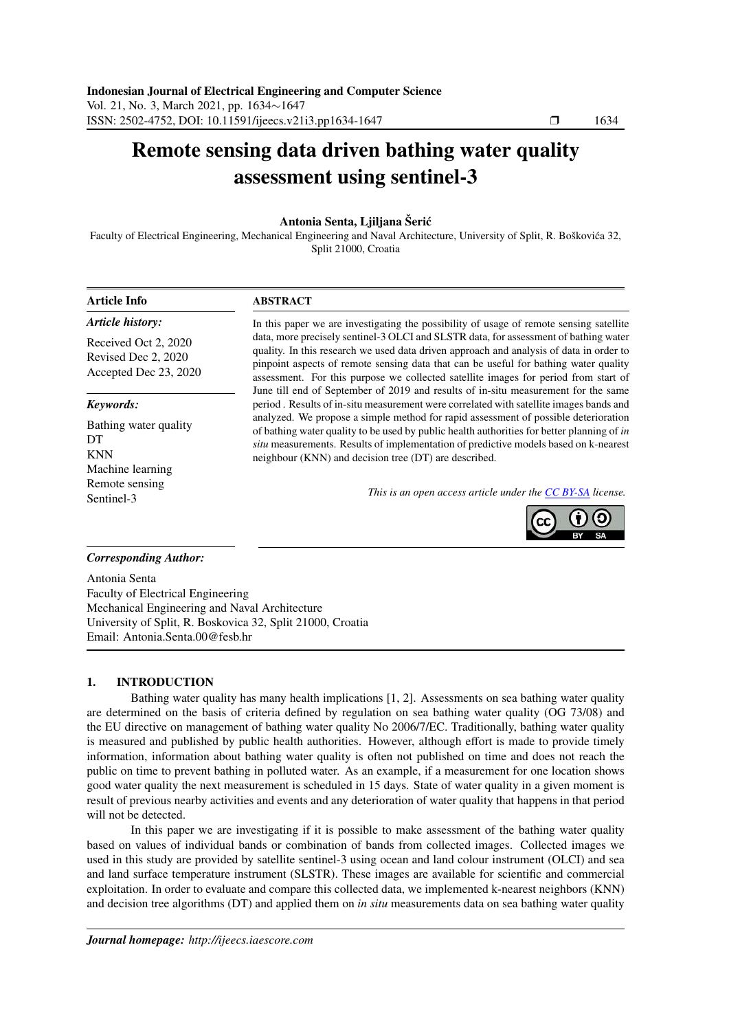# Remote sensing data driven bathing water quality assessment using sentinel-3

**Antonia Senta, Ljiljana Šerić**

Faculty of Electrical Engineering, Mechanical Engineering and Naval Architecture, University of Split, R. Boškovića 32, Split 21000, Croatia

**Article Info**

***Article history:***

Received Oct 2, 2020
Revised Dec 2, 2020
Accepted Dec 23, 2020

***Keywords:***

Bathing water quality
DT
KNN
Machine learning
Remote sensing
Sentinel-3

**ABSTRACT**

In this paper we are investigating the possibility of usage of remote sensing satellite data, more precisely sentinel-3 OLCI and SLSTR data, for assessment of bathing water quality. In this research we used data driven approach and analysis of data in order to pinpoint aspects of remote sensing data that can be useful for bathing water quality assessment. For this purpose we collected satellite images for period from start of June till end of September of 2019 and results of in-situ measurement for the same period . Results of in-situ measurement were correlated with satellite images bands and analyzed. We propose a simple method for rapid assessment of possible deterioration of bathing water quality to be used by public health authorities for better planning of *in situ* measurements. Results of implementation of predictive models based on k-nearest neighbour (KNN) and decision tree (DT) are described.

*This is an open access article under the CC BY-SA license.*

***Corresponding Author:***

Antonia Senta
Faculty of Electrical Engineering
Mechanical Engineering and Naval Architecture
University of Split, R. Boskovica 32, Split 21000, Croatia
Email: Antonia.Senta.00@fesb.hr

## 1. INTRODUCTION

Bathing water quality has many health implications [1, 2]. Assessments on sea bathing water quality are determined on the basis of criteria defined by regulation on sea bathing water quality (OG 73/08) and the EU directive on management of bathing water quality No 2006/7/EC. Traditionally, bathing water quality is measured and published by public health authorities. However, although effort is made to provide timely information, information about bathing water quality is often not published on time and does not reach the public on time to prevent bathing in polluted water. As an example, if a measurement for one location shows good water quality the next measurement is scheduled in 15 days. State of water quality in a given moment is result of previous nearby activities and events and any deterioration of water quality that happens in that period will not be detected.

In this paper we are investigating if it is possible to make assessment of the bathing water quality based on values of individual bands or combination of bands from collected images. Collected images we used in this study are provided by satellite sentinel-3 using ocean and land colour instrument (OLCI) and sea and land surface temperature instrument (SLSTR). These images are available for scientific and commercial exploitation. In order to evaluate and compare this collected data, we implemented k-nearest neighbors (KNN) and decision tree algorithms (DT) and applied them on *in situ* measurements data on sea bathing water quality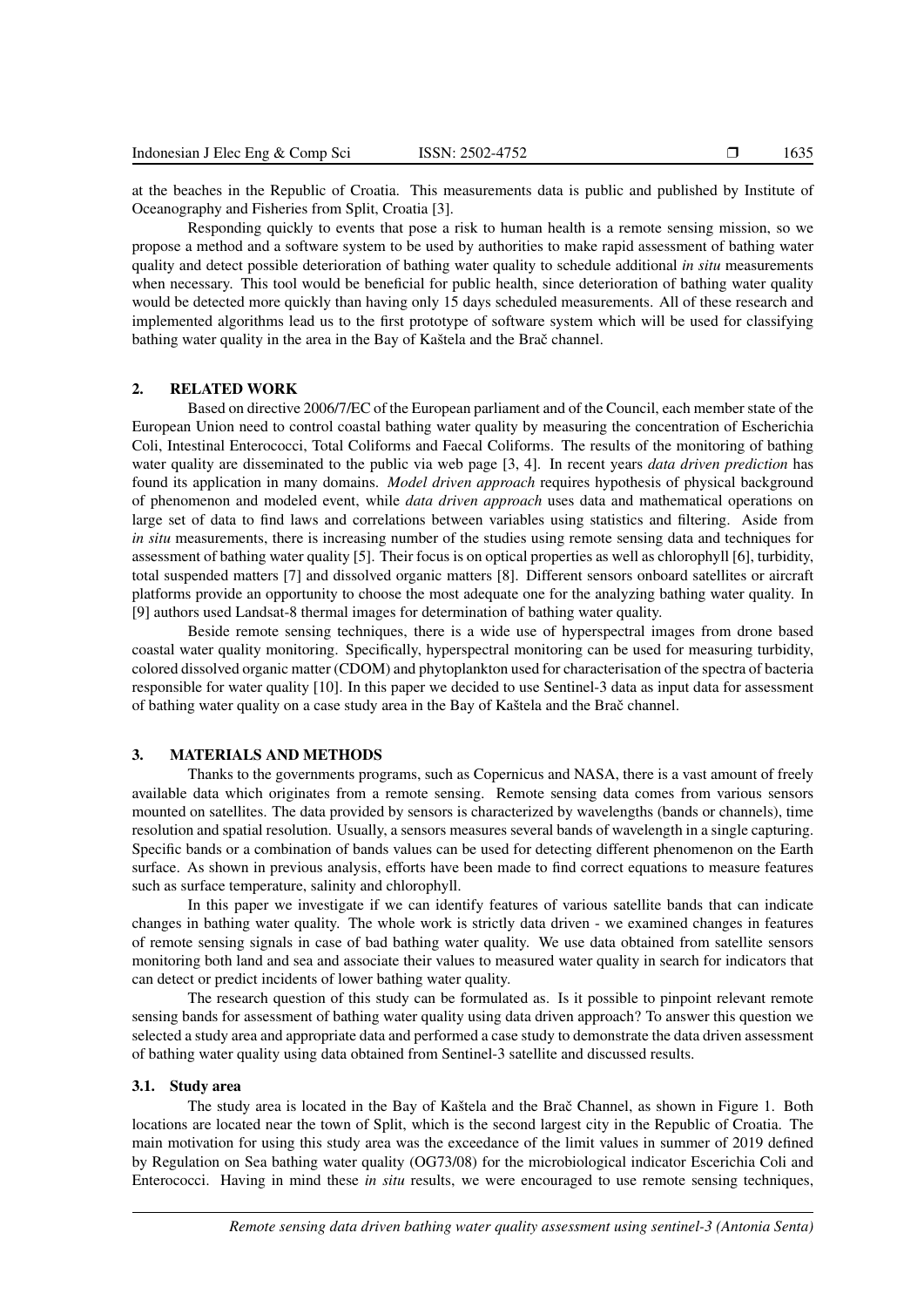at the beaches in the Republic of Croatia. This measurements data is public and published by Institute of Oceanography and Fisheries from Split, Croatia [3].

Responding quickly to events that pose a risk to human health is a remote sensing mission, so we propose a method and a software system to be used by authorities to make rapid assessment of bathing water quality and detect possible deterioration of bathing water quality to schedule additional *in situ* measurements when necessary. This tool would be beneficial for public health, since deterioration of bathing water quality would be detected more quickly than having only 15 days scheduled measurements. All of these research and implemented algorithms lead us to the first prototype of software system which will be used for classifying bathing water quality in the area in the Bay of Kaštela and the Brač channel.

## 2. RELATED WORK

Based on directive 2006/7/EC of the European parliament and of the Council, each member state of the European Union need to control coastal bathing water quality by measuring the concentration of Escherichia Coli, Intestinal Enterococci, Total Coliforms and Faecal Coliforms. The results of the monitoring of bathing water quality are disseminated to the public via web page [3, 4]. In recent years *data driven prediction* has found its application in many domains. *Model driven approach* requires hypothesis of physical background of phenomenon and modeled event, while *data driven approach* uses data and mathematical operations on large set of data to find laws and correlations between variables using statistics and filtering. Aside from *in situ* measurements, there is increasing number of the studies using remote sensing data and techniques for assessment of bathing water quality [5]. Their focus is on optical properties as well as chlorophyll [6], turbidity, total suspended matters [7] and dissolved organic matters [8]. Different sensors onboard satellites or aircraft platforms provide an opportunity to choose the most adequate one for the analyzing bathing water quality. In [9] authors used Landsat-8 thermal images for determination of bathing water quality.

Beside remote sensing techniques, there is a wide use of hyperspectral images from drone based coastal water quality monitoring. Specifically, hyperspectral monitoring can be used for measuring turbidity, colored dissolved organic matter (CDOM) and phytoplankton used for characterisation of the spectra of bacteria responsible for water quality [10]. In this paper we decided to use Sentinel-3 data as input data for assessment of bathing water quality on a case study area in the Bay of Kaštela and the Brač channel.

## 3. MATERIALS AND METHODS

Thanks to the governments programs, such as Copernicus and NASA, there is a vast amount of freely available data which originates from a remote sensing. Remote sensing data comes from various sensors mounted on satellites. The data provided by sensors is characterized by wavelengths (bands or channels), time resolution and spatial resolution. Usually, a sensors measures several bands of wavelength in a single capturing. Specific bands or a combination of bands values can be used for detecting different phenomenon on the Earth surface. As shown in previous analysis, efforts have been made to find correct equations to measure features such as surface temperature, salinity and chlorophyll.

In this paper we investigate if we can identify features of various satellite bands that can indicate changes in bathing water quality. The whole work is strictly data driven - we examined changes in features of remote sensing signals in case of bad bathing water quality. We use data obtained from satellite sensors monitoring both land and sea and associate their values to measured water quality in search for indicators that can detect or predict incidents of lower bathing water quality.

The research question of this study can be formulated as. Is it possible to pinpoint relevant remote sensing bands for assessment of bathing water quality using data driven approach? To answer this question we selected a study area and appropriate data and performed a case study to demonstrate the data driven assessment of bathing water quality using data obtained from Sentinel-3 satellite and discussed results.

### 3.1. Study area

The study area is located in the Bay of Kaštela and the Brač Channel, as shown in Figure 1. Both locations are located near the town of Split, which is the second largest city in the Republic of Croatia. The main motivation for using this study area was the exceedance of the limit values in summer of 2019 defined by Regulation on Sea bathing water quality (OG73/08) for the microbiological indicator Escerichia Coli and Enterococci. Having in mind these *in situ* results, we were encouraged to use remote sensing techniques,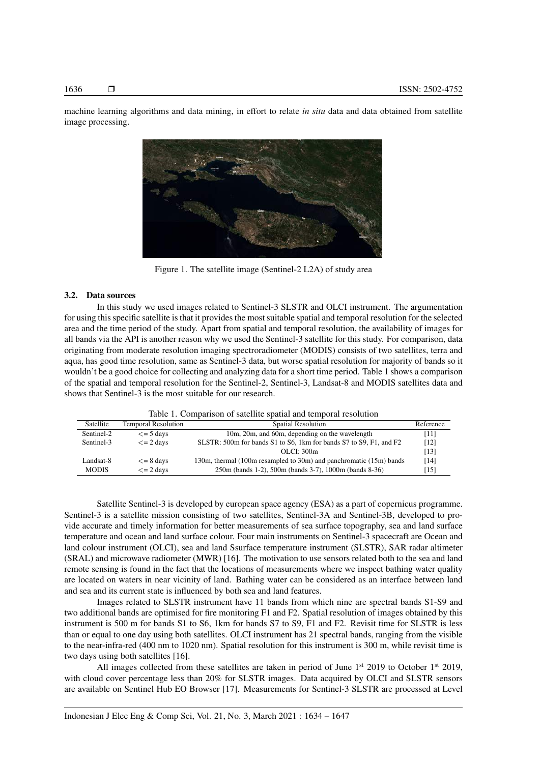machine learning algorithms and data mining, in effort to relate *in situ* data and data obtained from satellite image processing.

Figure 1. The satellite image (Sentinel-2 L2A) of study area

### 3.2. Data sources

In this study we used images related to Sentinel-3 SLSTR and OLCI instrument. The argumentation for using this specific satellite is that it provides the most suitable spatial and temporal resolution for the selected area and the time period of the study. Apart from spatial and temporal resolution, the availability of images for all bands via the API is another reason why we used the Sentinel-3 satellite for this study. For comparison, data originating from moderate resolution imaging spectroradiometer (MODIS) consists of two satellites, terra and aqua, has good time resolution, same as Sentinel-3 data, but worse spatial resolution for majority of bands so it wouldn't be a good choice for collecting and analyzing data for a short time period. Table 1 shows a comparison of the spatial and temporal resolution for the Sentinel-2, Sentinel-3, Landsat-8 and MODIS satellites data and shows that Sentinel-3 is the most suitable for our research.

Table 1. Comparison of satellite spatial and temporal resolution

| Satellite | Temporal Resolution | Spatial Resolution | Reference |
|---|---|---|---|
| Sentinel-2 | <= 5 days | 10m, 20m, and 60m, depending on the wavelength | [11] |
| Sentinel-3 | <= 2 days | SLSTR: 500m for bands S1 to S6, 1km for bands S7 to S9, F1, and F2 | [12] |
| | | OLCI: 300m | [13] |
| Landsat-8 | <= 8 days | 130m, thermal (100m resampled to 30m) and panchromatic (15m) bands | [14] |
| MODIS | <= 2 days | 250m (bands 1-2), 500m (bands 3-7), 1000m (bands 8-36) | [15] |

Satellite Sentinel-3 is developed by european space agency (ESA) as a part of copernicus programme. Sentinel-3 is a satellite mission consisting of two satellites, Sentinel-3A and Sentinel-3B, developed to provide accurate and timely information for better measurements of sea surface topography, sea and land surface temperature and ocean and land surface colour. Four main instruments on Sentinel-3 spacecraft are Ocean and land colour instrument (OLCI), sea and land Ssurface temperature instrument (SLSTR), SAR radar altimeter (SRAL) and microwave radiometer (MWR) [16]. The motivation to use sensors related both to the sea and land remote sensing is found in the fact that the locations of measurements where we inspect bathing water quality are located on waters in near vicinity of land. Bathing water can be considered as an interface between land and sea and its current state is influenced by both sea and land features.

Images related to SLSTR instrument have 11 bands from which nine are spectral bands S1-S9 and two additional bands are optimised for fire monitoring F1 and F2. Spatial resolution of images obtained by this instrument is 500 m for bands S1 to S6, 1km for bands S7 to S9, F1 and F2. Revisit time for SLSTR is less than or equal to one day using both satellites. OLCI instrument has 21 spectral bands, ranging from the visible to the near-infra-red (400 nm to 1020 nm). Spatial resolution for this instrument is 300 m, while revisit time is two days using both satellites [16].

All images collected from these satellites are taken in period of June 1st 2019 to October 1st 2019, with cloud cover percentage less than 20% for SLSTR images. Data acquired by OLCI and SLSTR sensors are available on Sentinel Hub EO Browser [17]. Measurements for Sentinel-3 SLSTR are processed at Level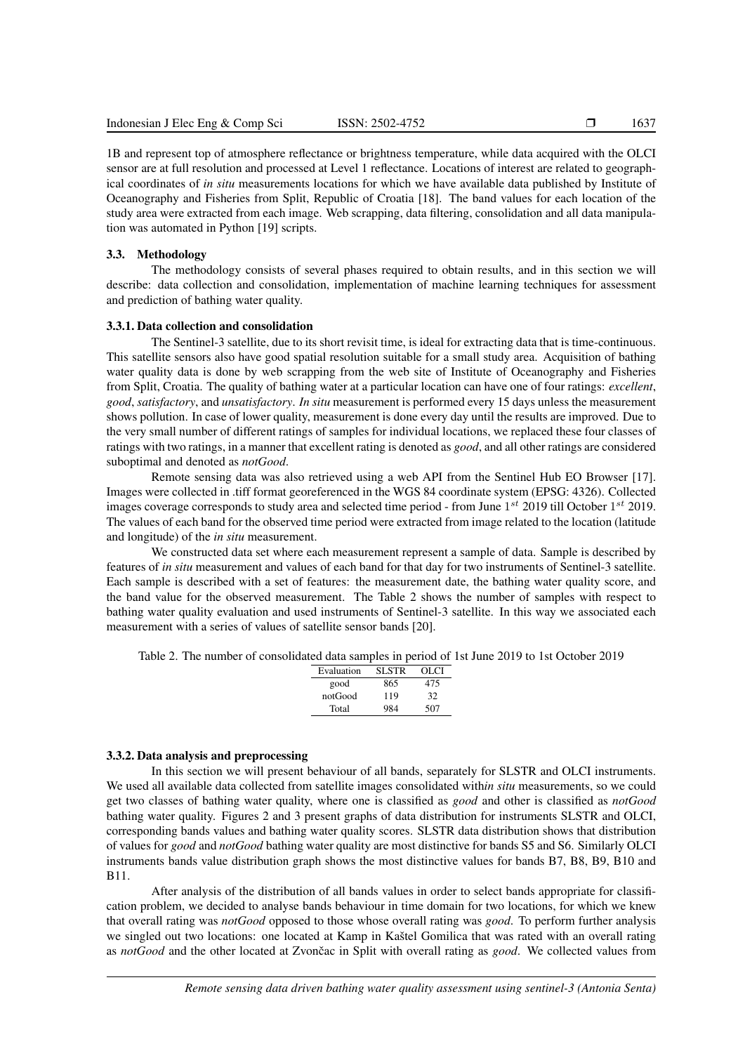1B and represent top of atmosphere reflectance or brightness temperature, while data acquired with the OLCI sensor are at full resolution and processed at Level 1 reflectance. Locations of interest are related to geographical coordinates of *in situ* measurements locations for which we have available data published by Institute of Oceanography and Fisheries from Split, Republic of Croatia [18]. The band values for each location of the study area were extracted from each image. Web scrapping, data filtering, consolidation and all data manipulation was automated in Python [19] scripts.

### 3.3. Methodology

The methodology consists of several phases required to obtain results, and in this section we will describe: data collection and consolidation, implementation of machine learning techniques for assessment and prediction of bathing water quality.

#### 3.3.1. Data collection and consolidation

The Sentinel-3 satellite, due to its short revisit time, is ideal for extracting data that is time-continuous. This satellite sensors also have good spatial resolution suitable for a small study area. Acquisition of bathing water quality data is done by web scrapping from the web site of Institute of Oceanography and Fisheries from Split, Croatia. The quality of bathing water at a particular location can have one of four ratings: *excellent*, *good*, *satisfactory*, and *unsatisfactory*. *In situ* measurement is performed every 15 days unless the measurement shows pollution. In case of lower quality, measurement is done every day until the results are improved. Due to the very small number of different ratings of samples for individual locations, we replaced these four classes of ratings with two ratings, in a manner that excellent rating is denoted as *good*, and all other ratings are considered suboptimal and denoted as *notGood*.

Remote sensing data was also retrieved using a web API from the Sentinel Hub EO Browser [17]. Images were collected in .tiff format georeferenced in the WGS 84 coordinate system (EPSG: 4326). Collected images coverage corresponds to study area and selected time period - from June $1^{st}$ 2019 till October $1^{st}$ 2019. The values of each band for the observed time period were extracted from image related to the location (latitude and longitude) of the *in situ* measurement.

We constructed data set where each measurement represent a sample of data. Sample is described by features of *in situ* measurement and values of each band for that day for two instruments of Sentinel-3 satellite. Each sample is described with a set of features: the measurement date, the bathing water quality score, and the band value for the observed measurement. The Table 2 shows the number of samples with respect to bathing water quality evaluation and used instruments of Sentinel-3 satellite. In this way we associated each measurement with a series of values of satellite sensor bands [20].

Table 2. The number of consolidated data samples in period of 1st June 2019 to 1st October 2019

| Evaluation | SLSTR | OLCI |
|---|---|---|
| good | 865 | 475 |
| notGood | 119 | 32 |
| Total | 984 | 507 |

#### 3.3.2. Data analysis and preprocessing

In this section we will present behaviour of all bands, separately for SLSTR and OLCI instruments. We used all available data collected from satellite images consolidated with*in situ* measurements, so we could get two classes of bathing water quality, where one is classified as *good* and other is classified as *notGood* bathing water quality. Figures 2 and 3 present graphs of data distribution for instruments SLSTR and OLCI, corresponding bands values and bathing water quality scores. SLSTR data distribution shows that distribution of values for *good* and *notGood* bathing water quality are most distinctive for bands S5 and S6. Similarly OLCI instruments bands value distribution graph shows the most distinctive values for bands B7, B8, B9, B10 and B11.

After analysis of the distribution of all bands values in order to select bands appropriate for classification problem, we decided to analyse bands behaviour in time domain for two locations, for which we knew that overall rating was *notGood* opposed to those whose overall rating was *good*. To perform further analysis we singled out two locations: one located at Kamp in Kaštel Gomilica that was rated with an overall rating as *notGood* and the other located at Zvončac in Split with overall rating as *good*. We collected values from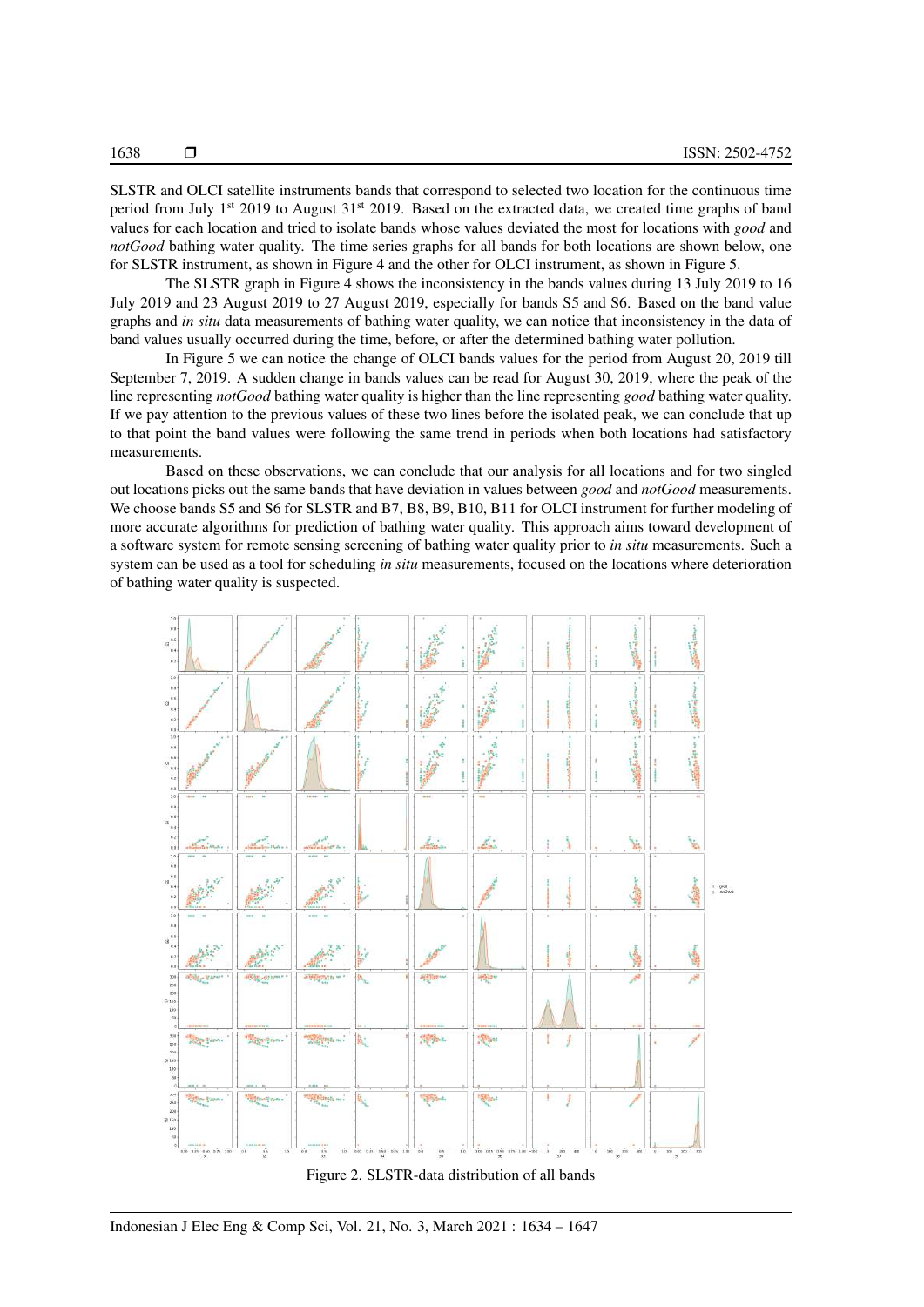SLSTR and OLCI satellite instruments bands that correspond to selected two location for the continuous time period from July 1st 2019 to August 31st 2019. Based on the extracted data, we created time graphs of band values for each location and tried to isolate bands whose values deviated the most for locations with *good* and *notGood* bathing water quality. The time series graphs for all bands for both locations are shown below, one for SLSTR instrument, as shown in Figure 4 and the other for OLCI instrument, as shown in Figure 5.

The SLSTR graph in Figure 4 shows the inconsistency in the bands values during 13 July 2019 to 16 July 2019 and 23 August 2019 to 27 August 2019, especially for bands S5 and S6. Based on the band value graphs and *in situ* data measurements of bathing water quality, we can notice that inconsistency in the data of band values usually occurred during the time, before, or after the determined bathing water pollution.

In Figure 5 we can notice the change of OLCI bands values for the period from August 20, 2019 till September 7, 2019. A sudden change in bands values can be read for August 30, 2019, where the peak of the line representing *notGood* bathing water quality is higher than the line representing *good* bathing water quality. If we pay attention to the previous values of these two lines before the isolated peak, we can conclude that up to that point the band values were following the same trend in periods when both locations had satisfactory measurements.

Based on these observations, we can conclude that our analysis for all locations and for two singled out locations picks out the same bands that have deviation in values between *good* and *notGood* measurements. We choose bands S5 and S6 for SLSTR and B7, B8, B9, B10, B11 for OLCI instrument for further modeling of more accurate algorithms for prediction of bathing water quality. This approach aims toward development of a software system for remote sensing screening of bathing water quality prior to *in situ* measurements. Such a system can be used as a tool for scheduling *in situ* measurements, focused on the locations where deterioration of bathing water quality is suspected.

Figure 2. SLSTR-data distribution of all bands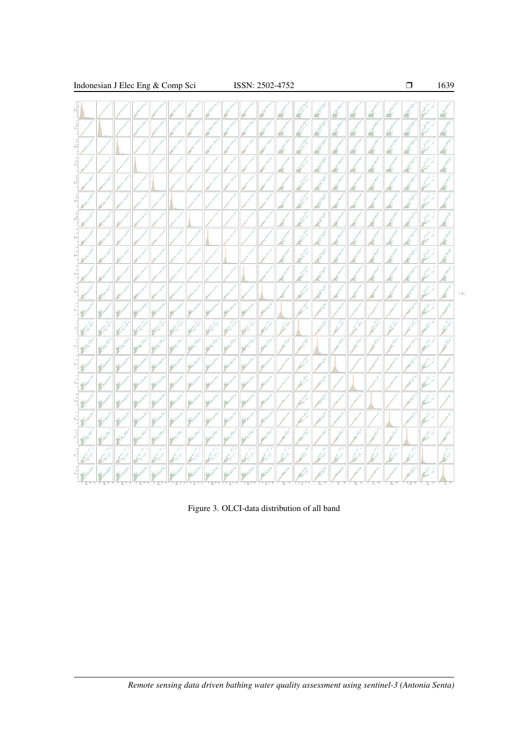Figure 3. OLCI-data distribution of all band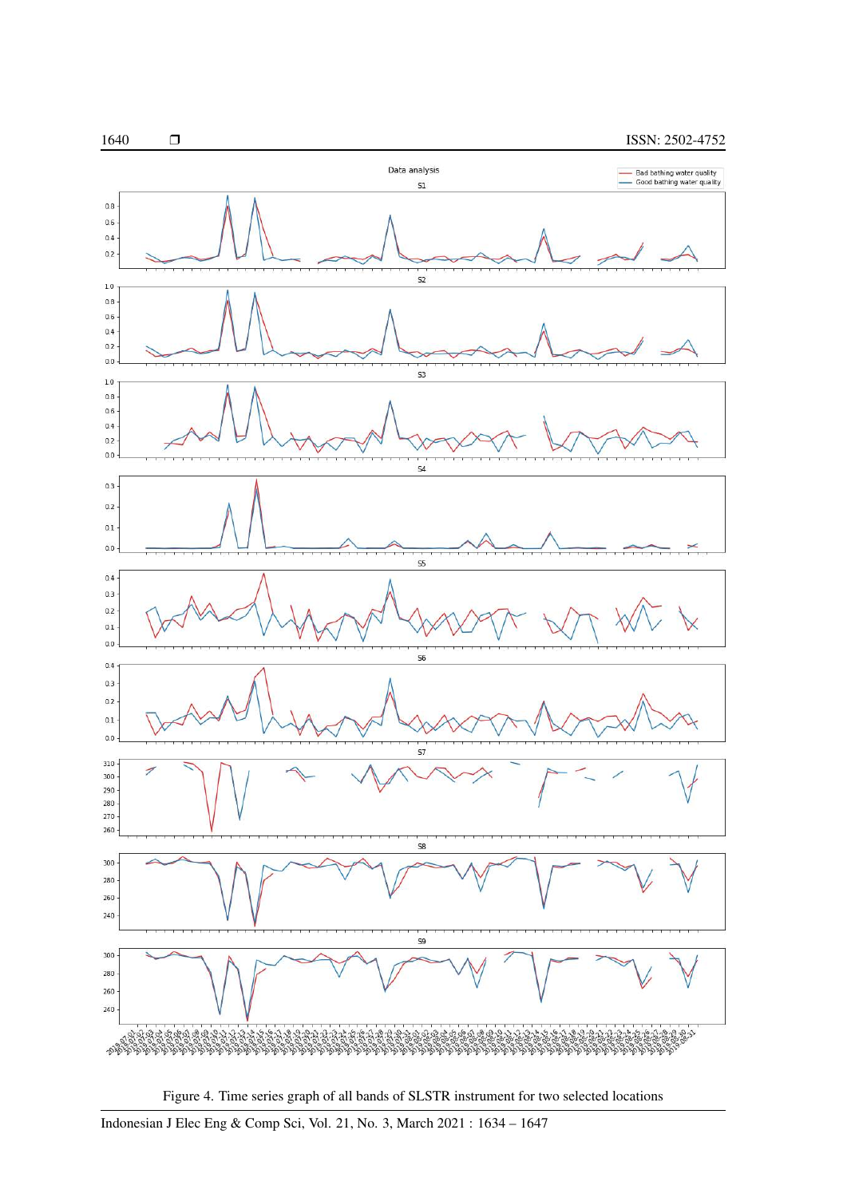Figure 4. Time series graph of all bands of SLSTR instrument for two selected locations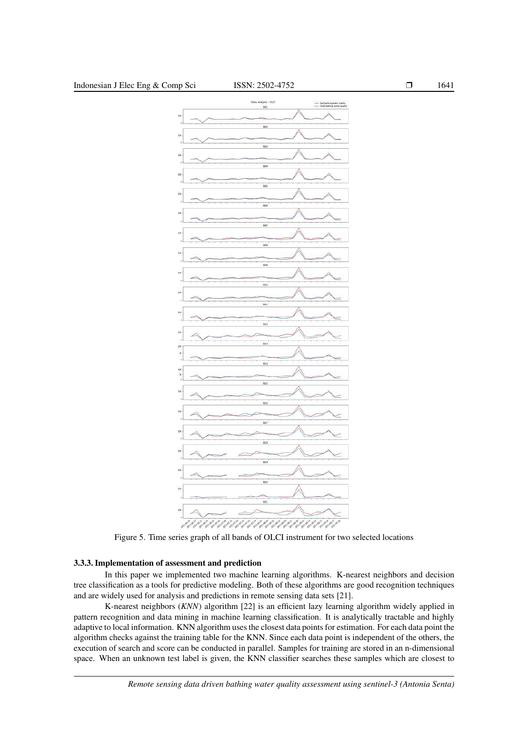Figure 5. Time series graph of all bands of OLCI instrument for two selected locations

### 3.3.3. Implementation of assessment and prediction

In this paper we implemented two machine learning algorithms. K-nearest neighbors and decision tree classification as a tools for predictive modeling. Both of these algorithms are good recognition techniques and are widely used for analysis and predictions in remote sensing data sets [21].

K-nearest neighbors (*KNN*) algorithm [22] is an efficient lazy learning algorithm widely applied in pattern recognition and data mining in machine learning classification. It is analytically tractable and highly adaptive to local information. KNN algorithm uses the closest data points for estimation. For each data point the algorithm checks against the training table for the KNN. Since each data point is independent of the others, the execution of search and score can be conducted in parallel. Samples for training are stored in an n-dimensional space. When an unknown test label is given, the KNN classifier searches these samples which are closest to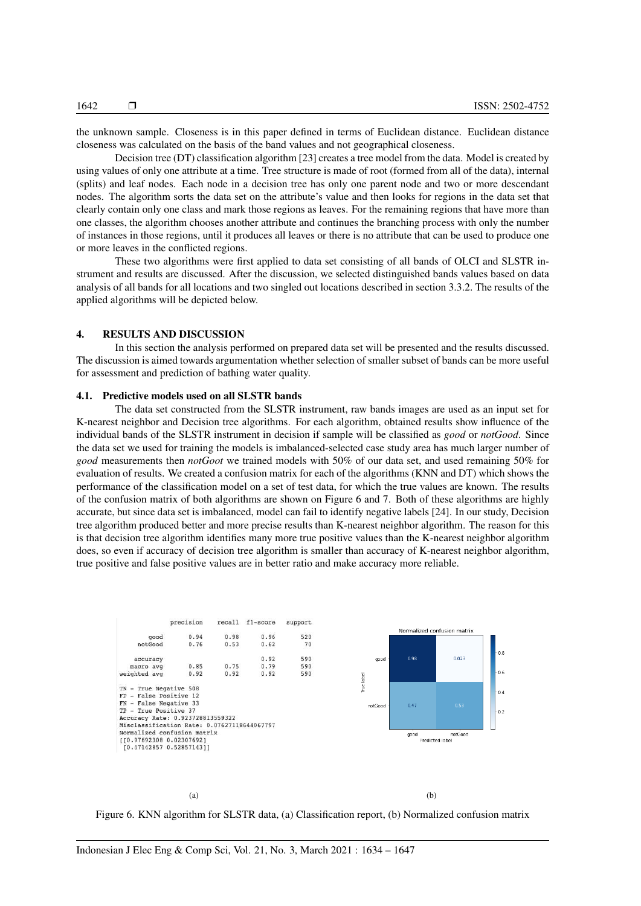the unknown sample. Closeness is in this paper defined in terms of Euclidean distance. Euclidean distance closeness was calculated on the basis of the band values and not geographical closeness.

Decision tree (DT) classification algorithm [23] creates a tree model from the data. Model is created by using values of only one attribute at a time. Tree structure is made of root (formed from all of the data), internal (splits) and leaf nodes. Each node in a decision tree has only one parent node and two or more descendant nodes. The algorithm sorts the data set on the attribute's value and then looks for regions in the data set that clearly contain only one class and mark those regions as leaves. For the remaining regions that have more than one classes, the algorithm chooses another attribute and continues the branching process with only the number of instances in those regions, until it produces all leaves or there is no attribute that can be used to produce one or more leaves in the conflicted regions.

These two algorithms were first applied to data set consisting of all bands of OLCI and SLSTR instrument and results are discussed. After the discussion, we selected distinguished bands values based on data analysis of all bands for all locations and two singled out locations described in section 3.3.2. The results of the applied algorithms will be depicted below.

## 4. RESULTS AND DISCUSSION

In this section the analysis performed on prepared data set will be presented and the results discussed. The discussion is aimed towards argumentation whether selection of smaller subset of bands can be more useful for assessment and prediction of bathing water quality.

### 4.1. Predictive models used on all SLSTR bands

The data set constructed from the SLSTR instrument, raw bands images are used as an input set for K-nearest neighbor and Decision tree algorithms. For each algorithm, obtained results show influence of the individual bands of the SLSTR instrument in decision if sample will be classified as *good* or *notGood*. Since the data set we used for training the models is imbalanced-selected case study area has much larger number of *good* measurements then *notGoot* we trained models with 50% of our data set, and used remaining 50% for evaluation of results. We created a confusion matrix for each of the algorithms (KNN and DT) which shows the performance of the classification model on a set of test data, for which the true values are known. The results of the confusion matrix of both algorithms are shown on Figure 6 and 7. Both of these algorithms are highly accurate, but since data set is imbalanced, model can fail to identify negative labels [24]. In our study, Decision tree algorithm produced better and more precise results than K-nearest neighbor algorithm. The reason for this is that decision tree algorithm identifies many more true positive values than the K-nearest neighbor algorithm does, so even if accuracy of decision tree algorithm is smaller than accuracy of K-nearest neighbor algorithm, true positive and false positive values are in better ratio and make accuracy more reliable.

```
              precision    recall  f1-score   support

        good       0.94      0.98      0.96       520
     notGood       0.76      0.53      0.62        70

    accuracy                           0.92       590
   macro avg       0.85      0.75      0.79       590
weighted avg       0.92      0.92      0.92       590

TN - True Negative 508
FP - False Positive 12
FN - False Negative 33
TP - True Positive 37
Accuracy Rate: 0.923728813559322
Misclassification Rate: 0.07627118644067797
Normalized confusion matrix
[[0.97692308 0.02307692]
 [0.47142857 0.52857143]]
```

(a)

Normalized confusion matrix

| True label \ Predicted label | good | notGood |
|---|---|---|
| good | 0.98 | 0.023 |
| notGood | 0.47 | 0.53 |

(b)

Figure 6. KNN algorithm for SLSTR data, (a) Classification report, (b) Normalized confusion matrix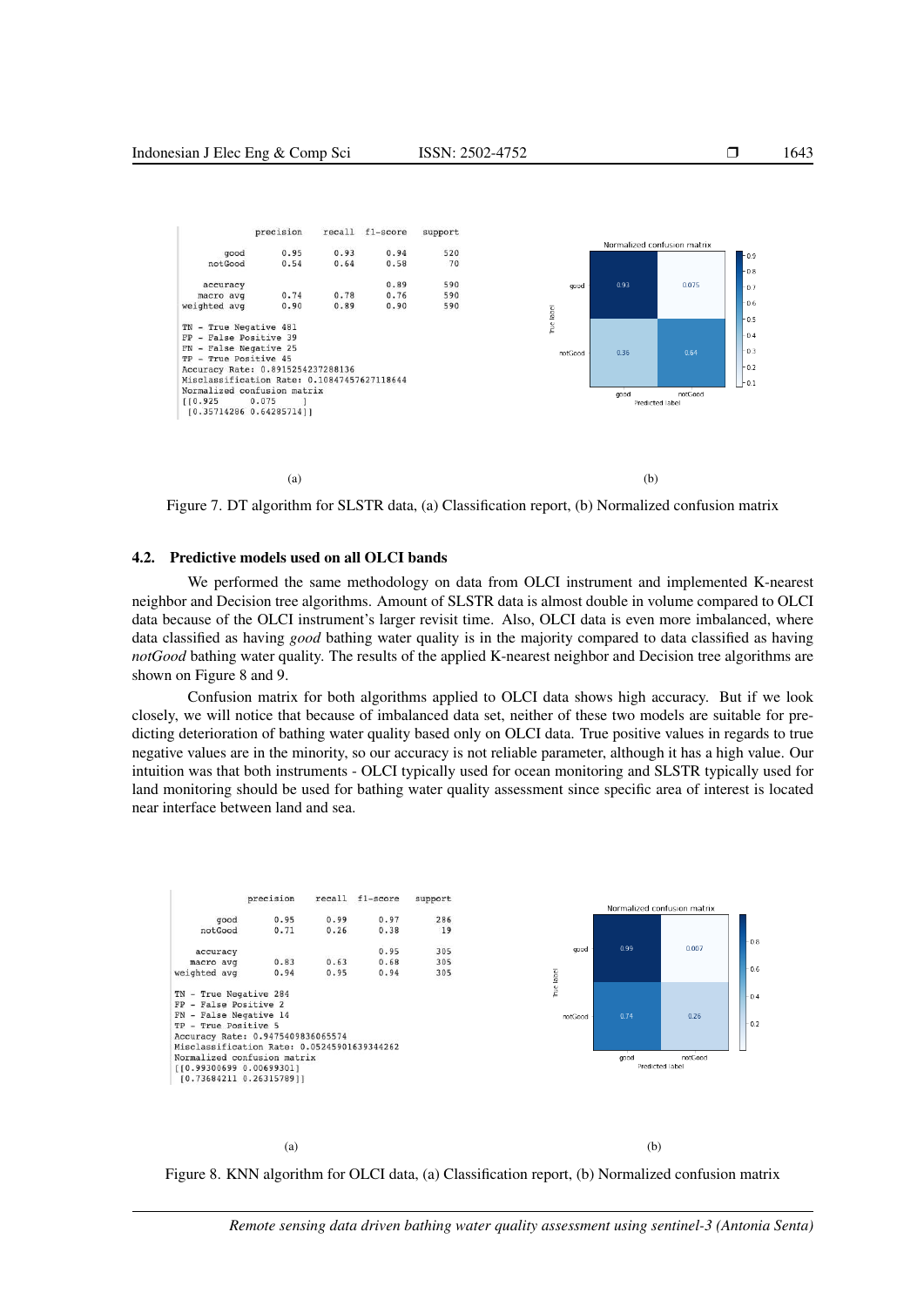```
              precision    recall  f1-score   support

        good       0.95      0.93      0.94       520
     notGood       0.54      0.64      0.58        70

    accuracy                           0.89       590
   macro avg       0.74      0.78      0.76       590
weighted avg       0.90      0.89      0.90       590

TN - True Negative 481
FP - False Positive 39
FN - False Negative 25
TP - True Positive 45
Accuracy Rate: 0.8915254237288136
Misclassification Rate: 0.10847457627118644
Normalized confusion matrix
[[0.925      0.075     ]
 [0.35714286 0.64285714]]
```

(a) (b)

Figure 7. DT algorithm for SLSTR data, (a) Classification report, (b) Normalized confusion matrix

### 4.2. Predictive models used on all OLCI bands

We performed the same methodology on data from OLCI instrument and implemented K-nearest neighbor and Decision tree algorithms. Amount of SLSTR data is almost double in volume compared to OLCI data because of the OLCI instrument's larger revisit time. Also, OLCI data is even more imbalanced, where data classified as having *good* bathing water quality is in the majority compared to data classified as having *notGood* bathing water quality. The results of the applied K-nearest neighbor and Decision tree algorithms are shown on Figure 8 and 9.

Confusion matrix for both algorithms applied to OLCI data shows high accuracy. But if we look closely, we will notice that because of imbalanced data set, neither of these two models are suitable for predicting deterioration of bathing water quality based only on OLCI data. True positive values in regards to true negative values are in the minority, so our accuracy is not reliable parameter, although it has a high value. Our intuition was that both instruments - OLCI typically used for ocean monitoring and SLSTR typically used for land monitoring should be used for bathing water quality assessment since specific area of interest is located near interface between land and sea.

```
              precision    recall  f1-score   support

        good       0.95      0.99      0.97       286
     notGood       0.71      0.26      0.38        19

    accuracy                           0.95       305
   macro avg       0.83      0.63      0.68       305
weighted avg       0.94      0.95      0.94       305

TN - True Negative 284
FP - False Positive 2
FN - False Negative 14
TP - True Positive 5
Accuracy Rate: 0.9475409836065574
Misclassification Rate: 0.052459016393442622
Normalized confusion matrix
[[0.99300699 0.00699301]
 [0.73684211 0.26315789]]
```

(a) (b)

Figure 8. KNN algorithm for OLCI data, (a) Classification report, (b) Normalized confusion matrix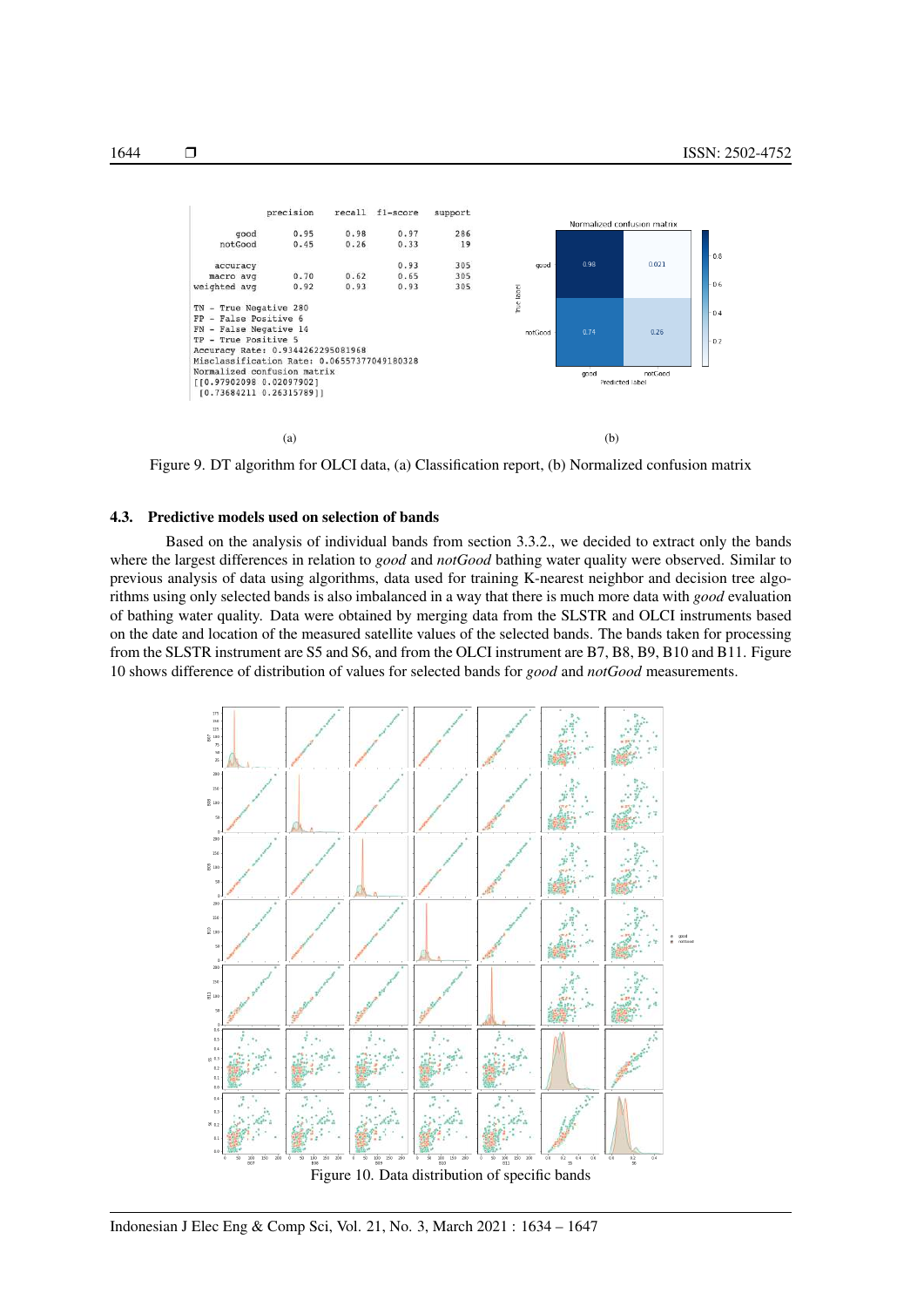```
              precision    recall  f1-score   support

        good       0.95      0.98      0.97       286
     notGood       0.45      0.26      0.33        19

    accuracy                           0.93       305
   macro avg       0.70      0.62      0.65       305
weighted avg       0.92      0.93      0.93       305

TN - True Negative 280
FP - False Positive 6
FN - False Negative 14
TP - True Positive 5
Accuracy Rate: 0.9344262295081968
Misclassification Rate: 0.06557377049180328
Normalized confusion matrix
[[0.97902098 0.02097902]
 [0.73684211 0.26315789]]
```

(a)

| True label \ Predicted label | good | notGood |
|---|---|---|
| good | 0.98 | 0.021 |
| notGood | 0.74 | 0.26 |

(b)

Figure 9. DT algorithm for OLCI data, (a) Classification report, (b) Normalized confusion matrix

### 4.3. Predictive models used on selection of bands

Based on the analysis of individual bands from section 3.3.2., we decided to extract only the bands where the largest differences in relation to *good* and *notGood* bathing water quality were observed. Similar to previous analysis of data using algorithms, data used for training K-nearest neighbor and decision tree algorithms using only selected bands is also imbalanced in a way that there is much more data with *good* evaluation of bathing water quality. Data were obtained by merging data from the SLSTR and OLCI instruments based on the date and location of the measured satellite values of the selected bands. The bands taken for processing from the SLSTR instrument are S5 and S6, and from the OLCI instrument are B7, B8, B9, B10 and B11. Figure 10 shows difference of distribution of values for selected bands for *good* and *notGood* measurements.

Figure 10. Data distribution of specific bands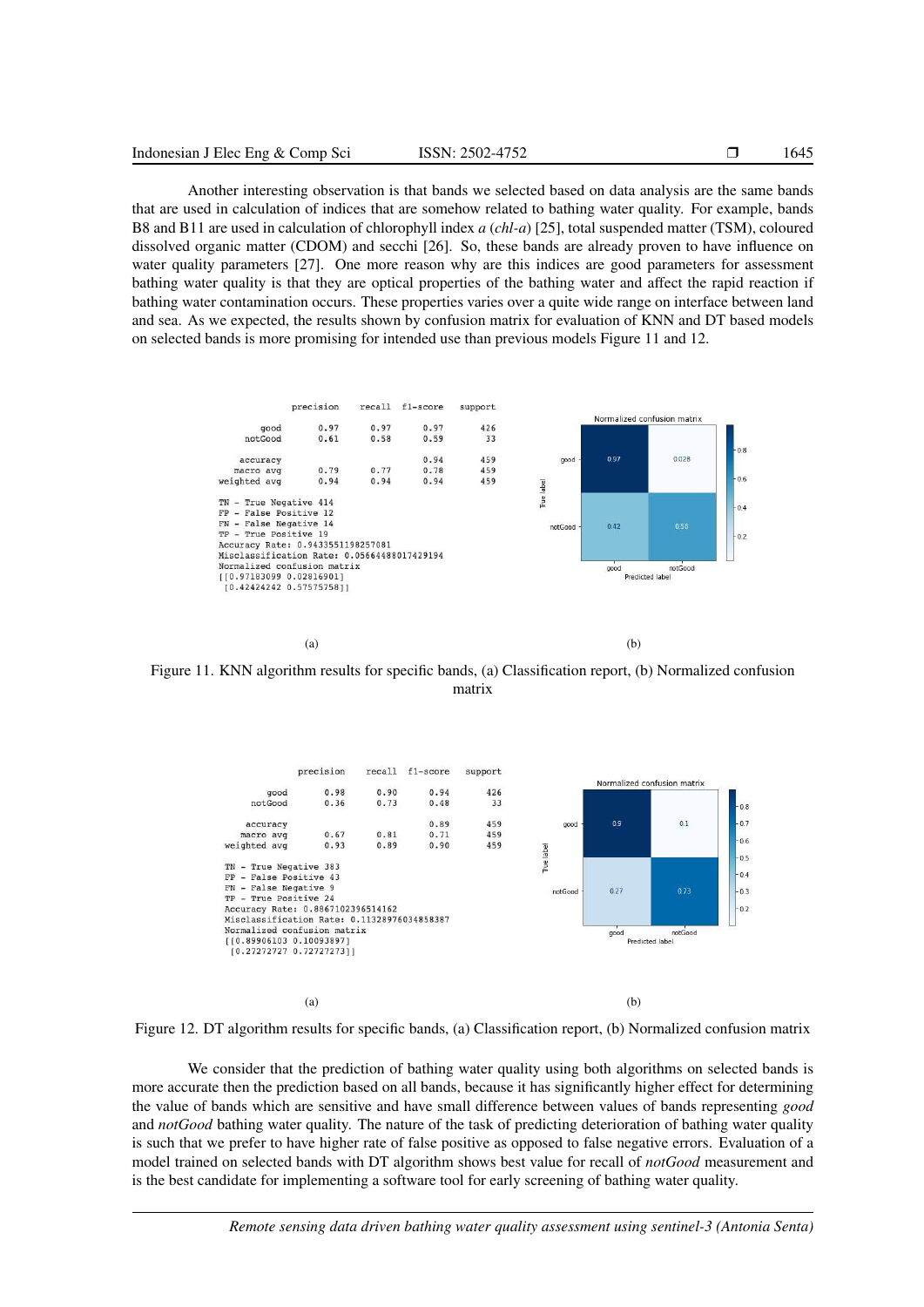Another interesting observation is that bands we selected based on data analysis are the same bands that are used in calculation of indices that are somehow related to bathing water quality. For example, bands B8 and B11 are used in calculation of chlorophyll index *a* (*chl-a*) [25], total suspended matter (TSM), coloured dissolved organic matter (CDOM) and secchi [26]. So, these bands are already proven to have influence on water quality parameters [27]. One more reason why are this indices are good parameters for assessment bathing water quality is that they are optical properties of the bathing water and affect the rapid reaction if bathing water contamination occurs. These properties varies over a quite wide range on interface between land and sea. As we expected, the results shown by confusion matrix for evaluation of KNN and DT based models on selected bands is more promising for intended use than previous models Figure 11 and 12.

| | precision | recall | f1-score | support |
|---|---|---|---|---|
| good | 0.97 | 0.97 | 0.97 | 426 |
| notGood | 0.61 | 0.58 | 0.59 | 33 |
| accuracy | | | 0.94 | 459 |
| macro avg | 0.79 | 0.77 | 0.78 | 459 |
| weighted avg | 0.94 | 0.94 | 0.94 | 459 |

```
TN - True Negative 414
FP - False Positive 12
FN - False Negative 14
TP - True Positive 19
Accuracy Rate: 0.9433551198257081
Misclassification Rate: 0.05664488017429194
Normalized confusion matrix
[[0.97183099 0.02816901]
 [0.42424242 0.57575758]]
```

(a)

Normalized confusion matrix

| True label \ Predicted label | good | notGood |
|---|---|---|
| good | 0.97 | 0.028 |
| notGood | 0.42 | 0.58 |

(b)

Figure 11. KNN algorithm results for specific bands, (a) Classification report, (b) Normalized confusion matrix

| | precision | recall | f1-score | support |
|---|---|---|---|---|
| good | 0.98 | 0.90 | 0.94 | 426 |
| notGood | 0.36 | 0.73 | 0.48 | 33 |
| accuracy | | | 0.89 | 459 |
| macro avg | 0.67 | 0.81 | 0.71 | 459 |
| weighted avg | 0.93 | 0.89 | 0.90 | 459 |

```
TN - True Negative 383
FP - False Positive 43
FN - False Negative 9
TP - True Positive 24
Accuracy Rate: 0.8867102396514162
Misclassification Rate: 0.11328976034858387
Normalized confusion matrix
[[0.89906103 0.10093897]
 [0.27272727 0.72727273]]
```

(a)

Normalized confusion matrix

| True label \ Predicted label | good | notGood |
|---|---|---|
| good | 0.9 | 0.1 |
| notGood | 0.27 | 0.73 |

(b)

Figure 12. DT algorithm results for specific bands, (a) Classification report, (b) Normalized confusion matrix

We consider that the prediction of bathing water quality using both algorithms on selected bands is more accurate then the prediction based on all bands, because it has significantly higher effect for determining the value of bands which are sensitive and have small difference between values of bands representing *good* and *notGood* bathing water quality. The nature of the task of predicting deterioration of bathing water quality is such that we prefer to have higher rate of false positive as opposed to false negative errors. Evaluation of a model trained on selected bands with DT algorithm shows best value for recall of *notGood* measurement and is the best candidate for implementing a software tool for early screening of bathing water quality.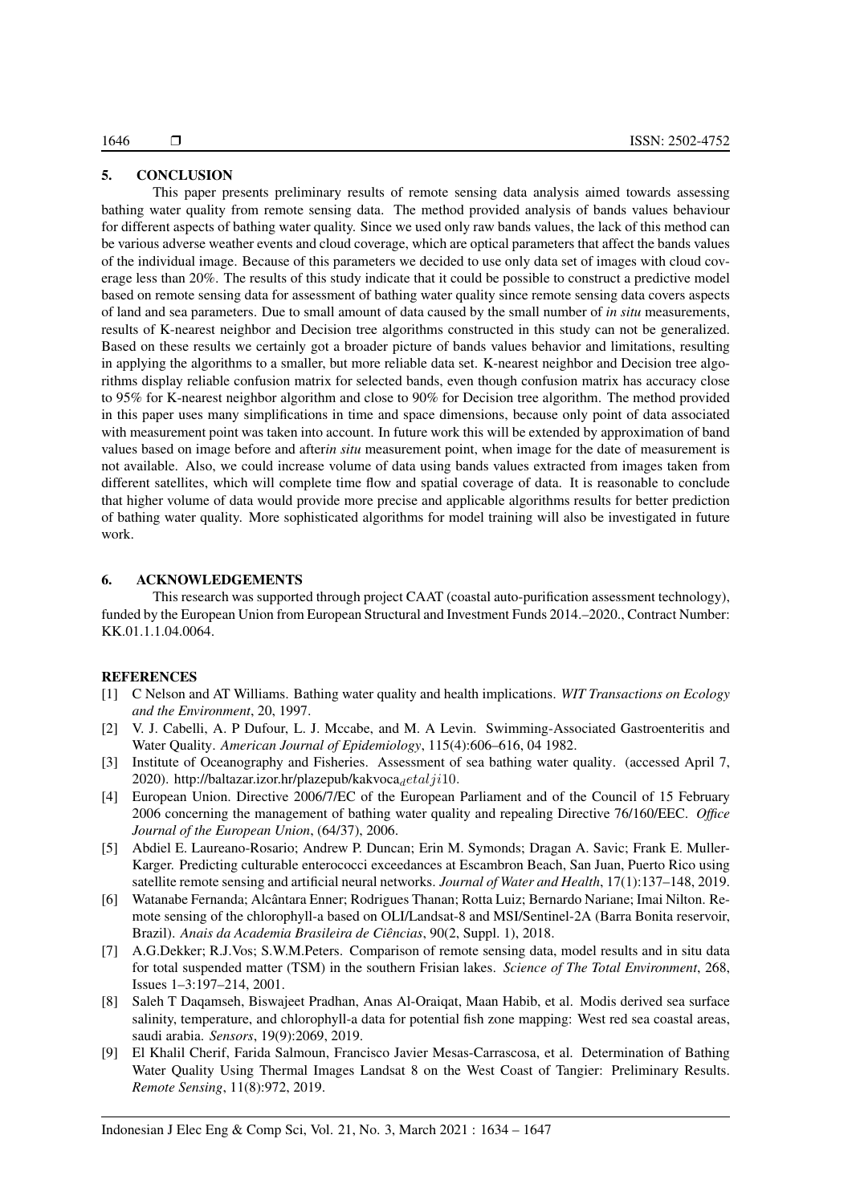## 5. CONCLUSION

This paper presents preliminary results of remote sensing data analysis aimed towards assessing bathing water quality from remote sensing data. The method provided analysis of bands values behaviour for different aspects of bathing water quality. Since we used only raw bands values, the lack of this method can be various adverse weather events and cloud coverage, which are optical parameters that affect the bands values of the individual image. Because of this parameters we decided to use only data set of images with cloud coverage less than 20%. The results of this study indicate that it could be possible to construct a predictive model based on remote sensing data for assessment of bathing water quality since remote sensing data covers aspects of land and sea parameters. Due to small amount of data caused by the small number of *in situ* measurements, results of K-nearest neighbor and Decision tree algorithms constructed in this study can not be generalized. Based on these results we certainly got a broader picture of bands values behavior and limitations, resulting in applying the algorithms to a smaller, but more reliable data set. K-nearest neighbor and Decision tree algorithms display reliable confusion matrix for selected bands, even though confusion matrix has accuracy close to 95% for K-nearest neighbor algorithm and close to 90% for Decision tree algorithm. The method provided in this paper uses many simplifications in time and space dimensions, because only point of data associated with measurement point was taken into account. In future work this will be extended by approximation of band values based on image before and after*in situ* measurement point, when image for the date of measurement is not available. Also, we could increase volume of data using bands values extracted from images taken from different satellites, which will complete time flow and spatial coverage of data. It is reasonable to conclude that higher volume of data would provide more precise and applicable algorithms results for better prediction of bathing water quality. More sophisticated algorithms for model training will also be investigated in future work.

## 6. ACKNOWLEDGEMENTS

This research was supported through project CAAT (coastal auto-purification assessment technology), funded by the European Union from European Structural and Investment Funds 2014.–2020., Contract Number: KK.01.1.1.04.0064.

## REFERENCES

[1] C Nelson and AT Williams. Bathing water quality and health implications. *WIT Transactions on Ecology and the Environment*, 20, 1997.

[2] V. J. Cabelli, A. P Dufour, L. J. Mccabe, and M. A Levin. Swimming-Associated Gastroenteritis and Water Quality. *American Journal of Epidemiology*, 115(4):606–616, 04 1982.

[3] Institute of Oceanography and Fisheries. Assessment of sea bathing water quality. (accessed April 7, 2020). http://baltazar.izor.hr/plazepub/kakvoca$_{d}etalji10$.

[4] European Union. Directive 2006/7/EC of the European Parliament and of the Council of 15 February 2006 concerning the management of bathing water quality and repealing Directive 76/160/EEC. *Office Journal of the European Union*, (64/37), 2006.

[5] Abdiel E. Laureano-Rosario; Andrew P. Duncan; Erin M. Symonds; Dragan A. Savic; Frank E. Muller-Karger. Predicting culturable enterococci exceedances at Escambron Beach, San Juan, Puerto Rico using satellite remote sensing and artificial neural networks. *Journal of Water and Health*, 17(1):137–148, 2019.

[6] Watanabe Fernanda; Alcântara Enner; Rodrigues Thanan; Rotta Luiz; Bernardo Nariane; Imai Nilton. Remote sensing of the chlorophyll-a based on OLI/Landsat-8 and MSI/Sentinel-2A (Barra Bonita reservoir, Brazil). *Anais da Academia Brasileira de Ciências*, 90(2, Suppl. 1), 2018.

[7] A.G.Dekker; R.J.Vos; S.W.M.Peters. Comparison of remote sensing data, model results and in situ data for total suspended matter (TSM) in the southern Frisian lakes. *Science of The Total Environment*, 268, Issues 1–3:197–214, 2001.

[8] Saleh T Daqamseh, Biswajeet Pradhan, Anas Al-Oraiqat, Maan Habib, et al. Modis derived sea surface salinity, temperature, and chlorophyll-a data for potential fish zone mapping: West red sea coastal areas, saudi arabia. *Sensors*, 19(9):2069, 2019.

[9] El Khalil Cherif, Farida Salmoun, Francisco Javier Mesas-Carrascosa, et al. Determination of Bathing Water Quality Using Thermal Images Landsat 8 on the West Coast of Tangier: Preliminary Results. *Remote Sensing*, 11(8):972, 2019.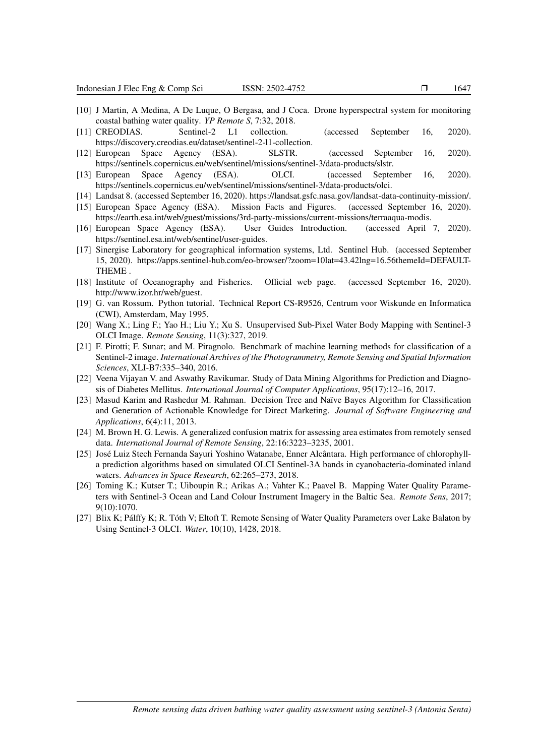[10] J Martin, A Medina, A De Luque, O Bergasa, and J Coca. Drone hyperspectral system for monitoring coastal bathing water quality. *YP Remote S*, 7:32, 2018.

[11] CREODIAS. Sentinel-2 L1 collection. (accessed September 16, 2020). https://discovery.creodias.eu/dataset/sentinel-2-l1-collection.

[12] European Space Agency (ESA). SLSTR. (accessed September 16, 2020). https://sentinels.copernicus.eu/web/sentinel/missions/sentinel-3/data-products/slstr.

[13] European Space Agency (ESA). OLCI. (accessed September 16, 2020). https://sentinels.copernicus.eu/web/sentinel/missions/sentinel-3/data-products/olci.

[14] Landsat 8. (accessed September 16, 2020). https://landsat.gsfc.nasa.gov/landsat-data-continuity-mission/.

[15] European Space Agency (ESA). Mission Facts and Figures. (accessed September 16, 2020). https://earth.esa.int/web/guest/missions/3rd-party-missions/current-missions/terraaqua-modis.

[16] European Space Agency (ESA). User Guides Introduction. (accessed April 7, 2020). https://sentinel.esa.int/web/sentinel/user-guides.

[17] Sinergise Laboratory for geographical information systems, Ltd. Sentinel Hub. (accessed September 15, 2020). https://apps.sentinel-hub.com/eo-browser/?zoom=10lat=43.42lng=16.56themeId=DEFAULT-THEME .

[18] Institute of Oceanography and Fisheries. Official web page. (accessed September 16, 2020). http://www.izor.hr/web/guest.

[19] G. van Rossum. Python tutorial. Technical Report CS-R9526, Centrum voor Wiskunde en Informatica (CWI), Amsterdam, May 1995.

[20] Wang X.; Ling F.; Yao H.; Liu Y.; Xu S. Unsupervised Sub-Pixel Water Body Mapping with Sentinel-3 OLCI Image. *Remote Sensing*, 11(3):327, 2019.

[21] F. Pirotti; F. Sunar; and M. Piragnolo. Benchmark of machine learning methods for classification of a Sentinel-2 image. *International Archives of the Photogrammetry, Remote Sensing and Spatial Information Sciences*, XLI-B7:335–340, 2016.

[22] Veena Vijayan V. and Aswathy Ravikumar. Study of Data Mining Algorithms for Prediction and Diagnosis of Diabetes Mellitus. *International Journal of Computer Applications*, 95(17):12–16, 2017.

[23] Masud Karim and Rashedur M. Rahman. Decision Tree and Naïve Bayes Algorithm for Classification and Generation of Actionable Knowledge for Direct Marketing. *Journal of Software Engineering and Applications*, 6(4):11, 2013.

[24] M. Brown H. G. Lewis. A generalized confusion matrix for assessing area estimates from remotely sensed data. *International Journal of Remote Sensing*, 22:16:3223–3235, 2001.

[25] José Luiz Stech Fernanda Sayuri Yoshino Watanabe, Enner Alcântara. High performance of chlorophyll-a prediction algorithms based on simulated OLCI Sentinel-3A bands in cyanobacteria-dominated inland waters. *Advances in Space Research*, 62:265–273, 2018.

[26] Toming K.; Kutser T.; Uiboupin R.; Arikas A.; Vahter K.; Paavel B. Mapping Water Quality Parameters with Sentinel-3 Ocean and Land Colour Instrument Imagery in the Baltic Sea. *Remote Sens*, 2017; 9(10):1070.

[27] Blix K; Pálffy K; R. Tóth V; Eltoft T. Remote Sensing of Water Quality Parameters over Lake Balaton by Using Sentinel-3 OLCI. *Water*, 10(10), 1428, 2018.